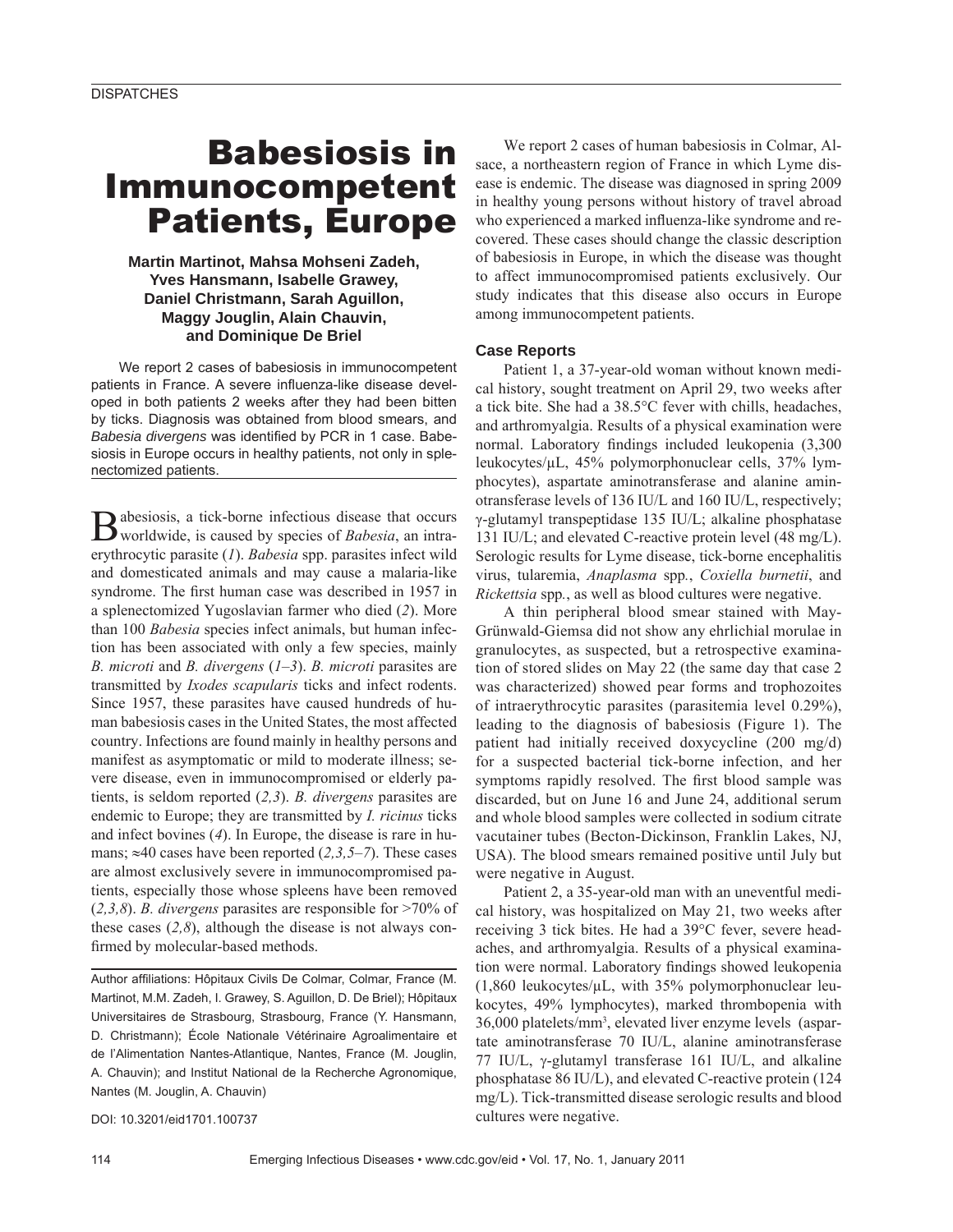DISPATCHES

# Babesiosis in Immunocompetent Patients, Europe

**Martin Martinot, Mahsa Mohseni Zadeh, Yves Hansmann, Isabelle Grawey, Daniel Christmann, Sarah Aguillon, Maggy Jouglin, Alain Chauvin, and Dominique De Briel**

We report 2 cases of babesiosis in immunocompetent patients in France. A severe influenza-like disease developed in both patients 2 weeks after they had been bitten by ticks. Diagnosis was obtained from blood smears, and *Babesia divergens* was identified by PCR in 1 case. Babesiosis in Europe occurs in healthy patients, not only in splenectomized patients.

Babesiosis, a tick-borne infectious disease that occurs worldwide, is caused by species of *Babesia*, an intraerythrocytic parasite (*1*). *Babesia* spp. parasites infect wild and domesticated animals and may cause a malaria-like syndrome. The first human case was described in 1957 in a splenectomized Yugoslavian farmer who died (*2*). More than 100 *Babesia* species infect animals, but human infection has been associated with only a few species, mainly *B. microti* and *B. divergens* (*1–3*). *B. microti* parasites are transmitted by *Ixodes scapularis* ticks and infect rodents. Since 1957, these parasites have caused hundreds of human babesiosis cases in the United States, the most affected country. Infections are found mainly in healthy persons and manifest as asymptomatic or mild to moderate illness; severe disease, even in immunocompromised or elderly patients, is seldom reported (*2,3*). *B. divergens* parasites are endemic to Europe; they are transmitted by *I. ricinus* ticks and infect bovines (*4*). In Europe, the disease is rare in humans; ≈40 cases have been reported (*2,3,5–7*). These cases are almost exclusively severe in immunocompromised patients, especially those whose spleens have been removed (*2,3,8*). *B. divergens* parasites are responsible for >70% of these cases (*2,8*), although the disease is not always confirmed by molecular-based methods.

Author affiliations: Hôpitaux Civils De Colmar, Colmar, France (M. Martinot, M.M. Zadeh, I. Grawey, S. Aguillon, D. De Briel); Hôpitaux Universitaires de Strasbourg, Strasbourg, France (Y. Hansmann, D. Christmann); École Nationale Vétérinaire Agroalimentaire et de l'Alimentation Nantes-Atlantique, Nantes, France (M. Jouglin, A. Chauvin); and Institut National de la Recherche Agronomique, Nantes (M. Jouglin, A. Chauvin)

DOI: 10.3201/eid1701.100737

We report 2 cases of human babesiosis in Colmar, Alsace, a northeastern region of France in which Lyme disease is endemic. The disease was diagnosed in spring 2009 in healthy young persons without history of travel abroad who experienced a marked influenza-like syndrome and recovered. These cases should change the classic description of babesiosis in Europe, in which the disease was thought to affect immunocompromised patients exclusively. Our study indicates that this disease also occurs in Europe among immunocompetent patients.

## Case Reports

Patient 1, a 37-year-old woman without known medical history, sought treatment on April 29, two weeks after a tick bite. She had a 38.5°C fever with chills, headaches, and arthromyalgia. Results of a physical examination were normal. Laboratory findings included leukopenia (3,300 leukocytes/μL, 45% polymorphonuclear cells, 37% lymphocytes), aspartate aminotransferase and alanine aminotransferase levels of 136 IU/L and 160 IU/L, respectively; γ-glutamyl transpeptidase 135 IU/L; alkaline phosphatase 131 IU/L; and elevated C-reactive protein level (48 mg/L). Serologic results for Lyme disease, tick-borne encephalitis virus, tularemia, *Anaplasma* spp., *Coxiella burnetii*, and *Rickettsia* spp., as well as blood cultures were negative.

A thin peripheral blood smear stained with May-Grünwald-Giemsa did not show any ehrlichial morulae in granulocytes, as suspected, but a retrospective examination of stored slides on May 22 (the same day that case 2 was characterized) showed pear forms and trophozoites of intraerythrocytic parasites (parasitemia level 0.29%), leading to the diagnosis of babesiosis (Figure 1). The patient had initially received doxycycline (200 mg/d) for a suspected bacterial tick-borne infection, and her symptoms rapidly resolved. The first blood sample was discarded, but on June 16 and June 24, additional serum and whole blood samples were collected in sodium citrate vacutainer tubes (Becton-Dickinson, Franklin Lakes, NJ, USA). The blood smears remained positive until July but were negative in August.

Patient 2, a 35-year-old man with an uneventful medical history, was hospitalized on May 21, two weeks after receiving 3 tick bites. He had a 39°C fever, severe headaches, and arthromyalgia. Results of a physical examination were normal. Laboratory findings showed leukopenia (1,860 leukocytes/μL, with 35% polymorphonuclear leukocytes, 49% lymphocytes), marked thrombopenia with 36,000 platelets/mm$^3$, elevated liver enzyme levels (aspartate aminotransferase 70 IU/L, alanine aminotransferase 77 IU/L, γ-glutamyl transferase 161 IU/L, and alkaline phosphatase 86 IU/L), and elevated C-reactive protein (124 mg/L). Tick-transmitted disease serologic results and blood cultures were negative.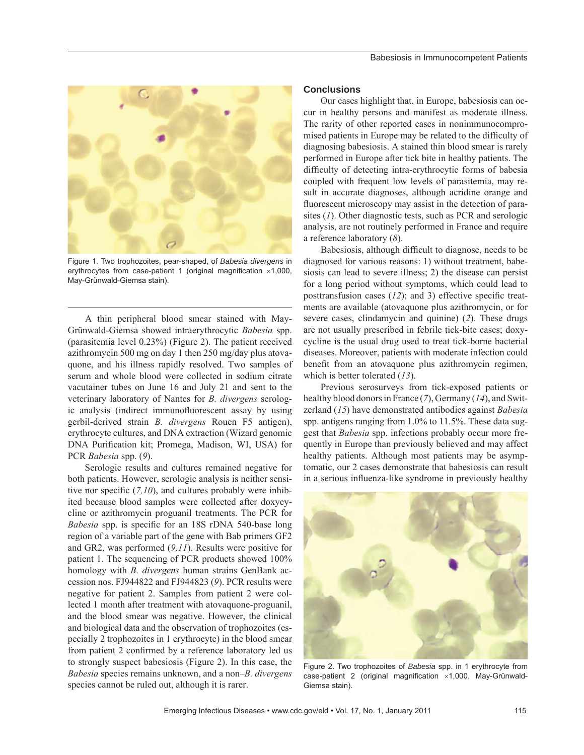Figure 1. Two trophozoites, pear-shaped, of *Babesia divergens* in erythrocytes from case-patient 1 (original magnification ×1,000, May-Grünwald-Giemsa stain).

A thin peripheral blood smear stained with May-Grünwald-Giemsa showed intraerythrocytic *Babesia* spp. (parasitemia level 0.23%) (Figure 2). The patient received azithromycin 500 mg on day 1 then 250 mg/day plus atovaquone, and his illness rapidly resolved. Two samples of serum and whole blood were collected in sodium citrate vacutainer tubes on June 16 and July 21 and sent to the veterinary laboratory of Nantes for *B. divergens* serologic analysis (indirect immunofluorescent assay by using gerbil-derived strain *B. divergens* Rouen F5 antigen), erythrocyte cultures, and DNA extraction (Wizard genomic DNA Purification kit; Promega, Madison, WI, USA) for PCR *Babesia* spp. (*9*).

Serologic results and cultures remained negative for both patients. However, serologic analysis is neither sensitive nor specific (*7,10*), and cultures probably were inhibited because blood samples were collected after doxycycline or azithromycin proguanil treatments. The PCR for *Babesia* spp. is specific for an 18S rDNA 540-base long region of a variable part of the gene with Bab primers GF2 and GR2, was performed (*9,11*). Results were positive for patient 1. The sequencing of PCR products showed 100% homology with *B. divergens* human strains GenBank accession nos. FJ944822 and FJ944823 (*9*). PCR results were negative for patient 2. Samples from patient 2 were collected 1 month after treatment with atovaquone-proguanil, and the blood smear was negative. However, the clinical and biological data and the observation of trophozoites (especially 2 trophozoites in 1 erythrocyte) in the blood smear from patient 2 confirmed by a reference laboratory led us to strongly suspect babesiosis (Figure 2). In this case, the *Babesia* species remains unknown, and a non–*B. divergens* species cannot be ruled out, although it is rarer.

## Conclusions

Our cases highlight that, in Europe, babesiosis can occur in healthy persons and manifest as moderate illness. The rarity of other reported cases in nonimmunocompromised patients in Europe may be related to the difficulty of diagnosing babesiosis. A stained thin blood smear is rarely performed in Europe after tick bite in healthy patients. The difficulty of detecting intra-erythrocytic forms of babesia coupled with frequent low levels of parasitemia, may result in accurate diagnoses, although acridine orange and fluorescent microscopy may assist in the detection of parasites (*1*). Other diagnostic tests, such as PCR and serologic analysis, are not routinely performed in France and require a reference laboratory (*8*).

Babesiosis, although difficult to diagnose, needs to be diagnosed for various reasons: 1) without treatment, babesiosis can lead to severe illness; 2) the disease can persist for a long period without symptoms, which could lead to posttransfusion cases (*12*); and 3) effective specific treatments are available (atovaquone plus azithromycin, or for severe cases, clindamycin and quinine) (*2*). These drugs are not usually prescribed in febrile tick-bite cases; doxycycline is the usual drug used to treat tick-borne bacterial diseases. Moreover, patients with moderate infection could benefit from an atovaquone plus azithromycin regimen, which is better tolerated (*13*).

Previous serosurveys from tick-exposed patients or healthy blood donors in France (*7*), Germany (*14*), and Switzerland (*15*) have demonstrated antibodies against *Babesia* spp. antigens ranging from 1.0% to 11.5%. These data suggest that *Babesia* spp. infections probably occur more frequently in Europe than previously believed and may affect healthy patients. Although most patients may be asymptomatic, our 2 cases demonstrate that babesiosis can result in a serious influenza-like syndrome in previously healthy

Figure 2. Two trophozoites of *Babesia* spp. in 1 erythrocyte from case-patient 2 (original magnification ×1,000, May-Grünwald-Giemsa stain).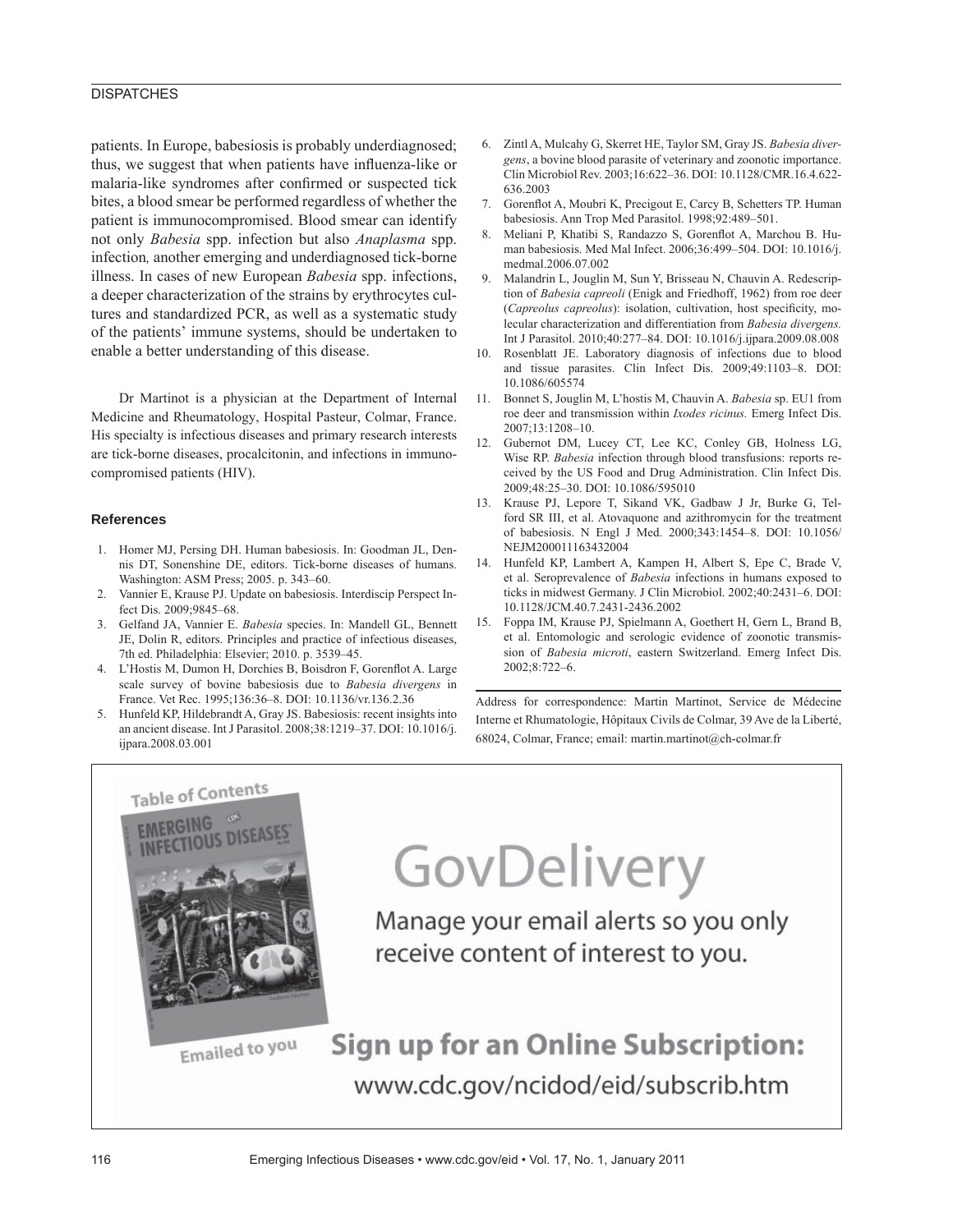patients. In Europe, babesiosis is probably underdiagnosed; thus, we suggest that when patients have influenza-like or malaria-like syndromes after confirmed or suspected tick bites, a blood smear be performed regardless of whether the patient is immunocompromised. Blood smear can identify not only *Babesia* spp. infection but also *Anaplasma* spp. infection*,* another emerging and underdiagnosed tick-borne illness. In cases of new European *Babesia* spp. infections, a deeper characterization of the strains by erythrocytes cultures and standardized PCR, as well as a systematic study of the patients' immune systems, should be undertaken to enable a better understanding of this disease.

Dr Martinot is a physician at the Department of Internal Medicine and Rheumatology, Hospital Pasteur, Colmar, France. His specialty is infectious diseases and primary research interests are tick-borne diseases, procalcitonin, and infections in immunocompromised patients (HIV).

### References

1. Homer MJ, Persing DH. Human babesiosis. In: Goodman JL, Dennis DT, Sonenshine DE, editors. Tick-borne diseases of humans. Washington: ASM Press; 2005. p. 343–60.
2. Vannier E, Krause PJ. Update on babesiosis. Interdiscip Perspect Infect Dis. 2009;9845–68.
3. Gelfand JA, Vannier E. *Babesia* species. In: Mandell GL, Bennett JE, Dolin R, editors. Principles and practice of infectious diseases, 7th ed. Philadelphia: Elsevier; 2010. p. 3539–45.
4. L'Hostis M, Dumon H, Dorchies B, Boisdron F, Gorenflot A. Large scale survey of bovine babesiosis due to *Babesia divergens* in France. Vet Rec. 1995;136:36–8. DOI: 10.1136/vr.136.2.36
5. Hunfeld KP, Hildebrandt A, Gray JS. Babesiosis: recent insights into an ancient disease. Int J Parasitol. 2008;38:1219–37. DOI: 10.1016/j.ijpara.2008.03.001
6. Zintl A, Mulcahy G, Skerret HE, Taylor SM, Gray JS. *Babesia divergens*, a bovine blood parasite of veterinary and zoonotic importance. Clin Microbiol Rev. 2003;16:622–36. DOI: 10.1128/CMR.16.4.622-636.2003
7. Gorenflot A, Moubri K, Precigout E, Carcy B, Schetters TP. Human babesiosis. Ann Trop Med Parasitol. 1998;92:489–501.
8. Meliani P, Khatibi S, Randazzo S, Gorenflot A, Marchou B. Human babesiosis. Med Mal Infect. 2006;36:499–504. DOI: 10.1016/j.medmal.2006.07.002
9. Malandrin L, Jouglin M, Sun Y, Brisseau N, Chauvin A. Redescription of *Babesia capreoli* (Enigk and Friedhoff, 1962) from roe deer (*Capreolus capreolus*): isolation, cultivation, host specificity, molecular characterization and differentiation from *Babesia divergens.* Int J Parasitol. 2010;40:277–84. DOI: 10.1016/j.ijpara.2009.08.008
10. Rosenblatt JE. Laboratory diagnosis of infections due to blood and tissue parasites. Clin Infect Dis. 2009;49:1103–8. DOI: 10.1086/605574
11. Bonnet S, Jouglin M, L'hostis M, Chauvin A. *Babesia* sp. EU1 from roe deer and transmission within *Ixodes ricinus.* Emerg Infect Dis. 2007;13:1208–10.
12. Gubernot DM, Lucey CT, Lee KC, Conley GB, Holness LG, Wise RP. *Babesia* infection through blood transfusions: reports received by the US Food and Drug Administration. Clin Infect Dis. 2009;48:25–30. DOI: 10.1086/595010
13. Krause PJ, Lepore T, Sikand VK, Gadbaw J Jr, Burke G, Telford SR III, et al. Atovaquone and azithromycin for the treatment of babesiosis. N Engl J Med. 2000;343:1454–8. DOI: 10.1056/NEJM200011163432004
14. Hunfeld KP, Lambert A, Kampen H, Albert S, Epe C, Brade V, et al. Seroprevalence of *Babesia* infections in humans exposed to ticks in midwest Germany. J Clin Microbiol. 2002;40:2431–6. DOI: 10.1128/JCM.40.7.2431-2436.2002
15. Foppa IM, Krause PJ, Spielmann A, Goethert H, Gern L, Brand B, et al. Entomologic and serologic evidence of zoonotic transmission of *Babesia microti*, eastern Switzerland. Emerg Infect Dis. 2002;8:722–6.

Address for correspondence: Martin Martinot, Service de Médecine Interne et Rhumatologie, Hôpitaux Civils de Colmar, 39 Ave de la Liberté, 68024, Colmar, France; email: martin.martinot@ch-colmar.fr

Table of Contents

Emailed to you

GovDelivery

Manage your email alerts so you only receive content of interest to you.

**Sign up for an Online Subscription:**

www.cdc.gov/ncidod/eid/subscrib.htm